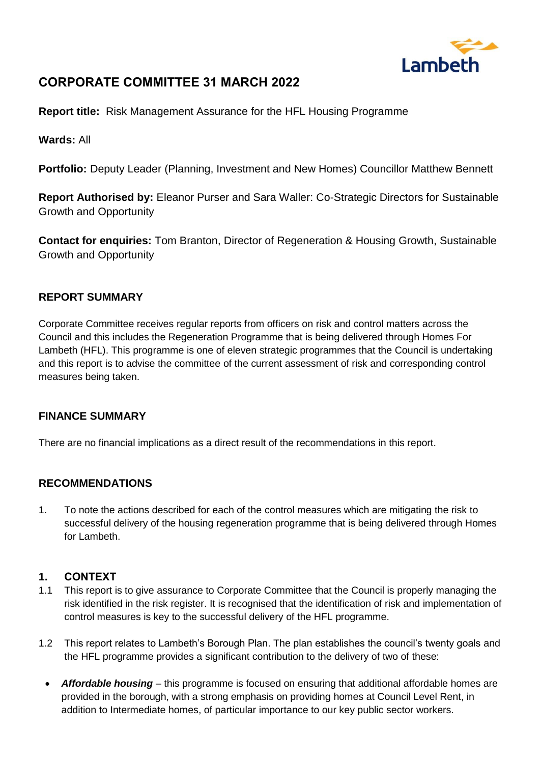# CORPORATE COMMITTEE 31 MARCH 2022

**Report title:** Risk Management Assurance for the HFL Housing Programme

**Wards:** All

**Portfolio:** Deputy Leader (Planning, Investment and New Homes) Councillor Matthew Bennett

**Report Authorised by:** Eleanor Purser and Sara Waller: Co-Strategic Directors for Sustainable Growth and Opportunity

**Contact for enquiries:** Tom Branton, Director of Regeneration & Housing Growth, Sustainable Growth and Opportunity

## REPORT SUMMARY

Corporate Committee receives regular reports from officers on risk and control matters across the Council and this includes the Regeneration Programme that is being delivered through Homes For Lambeth (HFL). This programme is one of eleven strategic programmes that the Council is undertaking and this report is to advise the committee of the current assessment of risk and corresponding control measures being taken.

## FINANCE SUMMARY

There are no financial implications as a direct result of the recommendations in this report.

## RECOMMENDATIONS

1. To note the actions described for each of the control measures which are mitigating the risk to successful delivery of the housing regeneration programme that is being delivered through Homes for Lambeth.

## 1. CONTEXT

1.1 This report is to give assurance to Corporate Committee that the Council is properly managing the risk identified in the risk register. It is recognised that the identification of risk and implementation of control measures is key to the successful delivery of the HFL programme.

1.2 This report relates to Lambeth's Borough Plan. The plan establishes the council's twenty goals and the HFL programme provides a significant contribution to the delivery of two of these:

- ***Affordable housing*** – this programme is focused on ensuring that additional affordable homes are provided in the borough, with a strong emphasis on providing homes at Council Level Rent, in addition to Intermediate homes, of particular importance to our key public sector workers.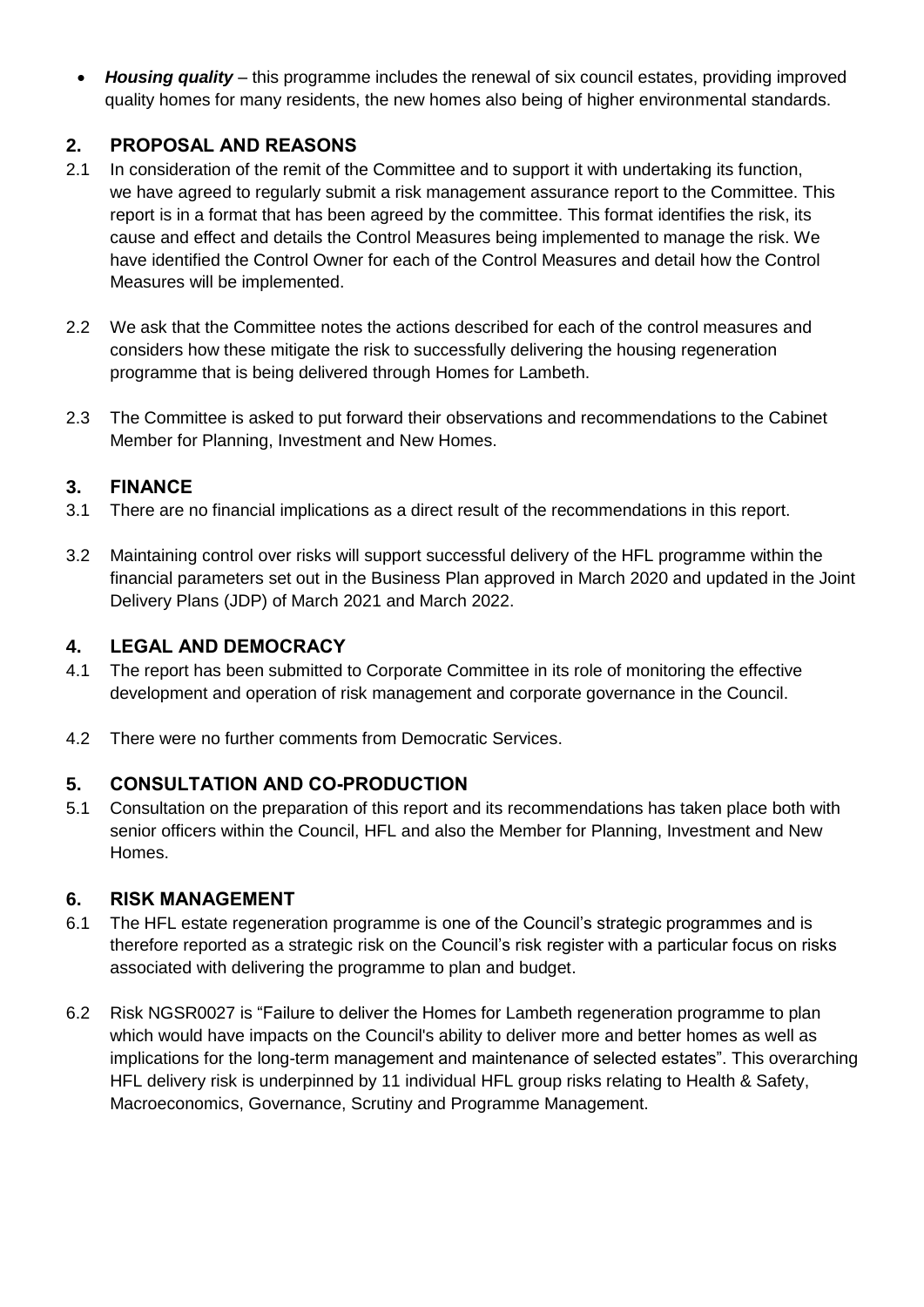- ***Housing quality*** – this programme includes the renewal of six council estates, providing improved quality homes for many residents, the new homes also being of higher environmental standards.

## 2. PROPOSAL AND REASONS

2.1 In consideration of the remit of the Committee and to support it with undertaking its function, we have agreed to regularly submit a risk management assurance report to the Committee. This report is in a format that has been agreed by the committee. This format identifies the risk, its cause and effect and details the Control Measures being implemented to manage the risk. We have identified the Control Owner for each of the Control Measures and detail how the Control Measures will be implemented.

2.2 We ask that the Committee notes the actions described for each of the control measures and considers how these mitigate the risk to successfully delivering the housing regeneration programme that is being delivered through Homes for Lambeth.

2.3 The Committee is asked to put forward their observations and recommendations to the Cabinet Member for Planning, Investment and New Homes.

## 3. FINANCE

3.1 There are no financial implications as a direct result of the recommendations in this report.

3.2 Maintaining control over risks will support successful delivery of the HFL programme within the financial parameters set out in the Business Plan approved in March 2020 and updated in the Joint Delivery Plans (JDP) of March 2021 and March 2022.

## 4. LEGAL AND DEMOCRACY

4.1 The report has been submitted to Corporate Committee in its role of monitoring the effective development and operation of risk management and corporate governance in the Council.

4.2 There were no further comments from Democratic Services.

## 5. CONSULTATION AND CO-PRODUCTION

5.1 Consultation on the preparation of this report and its recommendations has taken place both with senior officers within the Council, HFL and also the Member for Planning, Investment and New Homes.

## 6. RISK MANAGEMENT

6.1 The HFL estate regeneration programme is one of the Council's strategic programmes and is therefore reported as a strategic risk on the Council's risk register with a particular focus on risks associated with delivering the programme to plan and budget.

6.2 Risk NGSR0027 is "Failure to deliver the Homes for Lambeth regeneration programme to plan which would have impacts on the Council's ability to deliver more and better homes as well as implications for the long-term management and maintenance of selected estates". This overarching HFL delivery risk is underpinned by 11 individual HFL group risks relating to Health & Safety, Macroeconomics, Governance, Scrutiny and Programme Management.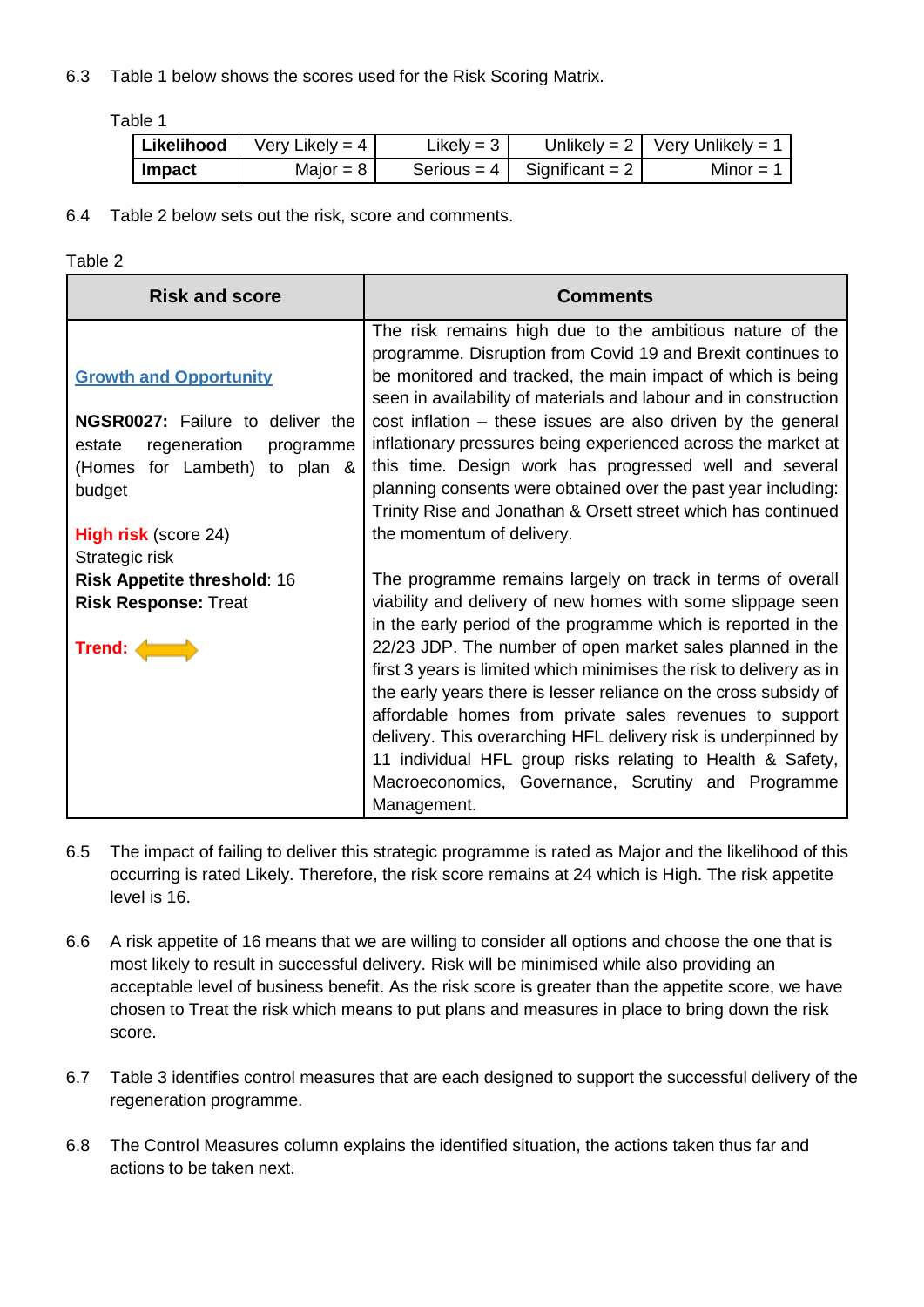6.3 Table 1 below shows the scores used for the Risk Scoring Matrix.

Table 1

| **Likelihood** | Very Likely = 4 | Likely = 3 | Unlikely = 2 | Very Unlikely = 1 |
|---|---|---|---|---|
| **Impact** | Major = 8 | Serious = 4 | Significant = 2 | Minor = 1 |

6.4 Table 2 below sets out the risk, score and comments.

Table 2

| Risk and score | Comments |
|---|---|
| **Growth and Opportunity**<br><br>**NGSR0027:** Failure to deliver the estate regeneration programme (Homes for Lambeth) to plan & budget<br><br>**High risk** (score 24)<br>Strategic risk<br>**Risk Appetite threshold**: 16<br>**Risk Response:** Treat<br><br>**Trend:** ⟷ | The risk remains high due to the ambitious nature of the programme. Disruption from Covid 19 and Brexit continues to be monitored and tracked, the main impact of which is being seen in availability of materials and labour and in construction cost inflation – these issues are also driven by the general inflationary pressures being experienced across the market at this time. Design work has progressed well and several planning consents were obtained over the past year including: Trinity Rise and Jonathan & Orsett street which has continued the momentum of delivery.<br><br>The programme remains largely on track in terms of overall viability and delivery of new homes with some slippage seen in the early period of the programme which is reported in the 22/23 JDP. The number of open market sales planned in the first 3 years is limited which minimises the risk to delivery as in the early years there is lesser reliance on the cross subsidy of affordable homes from private sales revenues to support delivery. This overarching HFL delivery risk is underpinned by 11 individual HFL group risks relating to Health & Safety, Macroeconomics, Governance, Scrutiny and Programme Management. |

6.5 The impact of failing to deliver this strategic programme is rated as Major and the likelihood of this occurring is rated Likely. Therefore, the risk score remains at 24 which is High. The risk appetite level is 16.

6.6 A risk appetite of 16 means that we are willing to consider all options and choose the one that is most likely to result in successful delivery. Risk will be minimised while also providing an acceptable level of business benefit. As the risk score is greater than the appetite score, we have chosen to Treat the risk which means to put plans and measures in place to bring down the risk score.

6.7 Table 3 identifies control measures that are each designed to support the successful delivery of the regeneration programme.

6.8 The Control Measures column explains the identified situation, the actions taken thus far and actions to be taken next.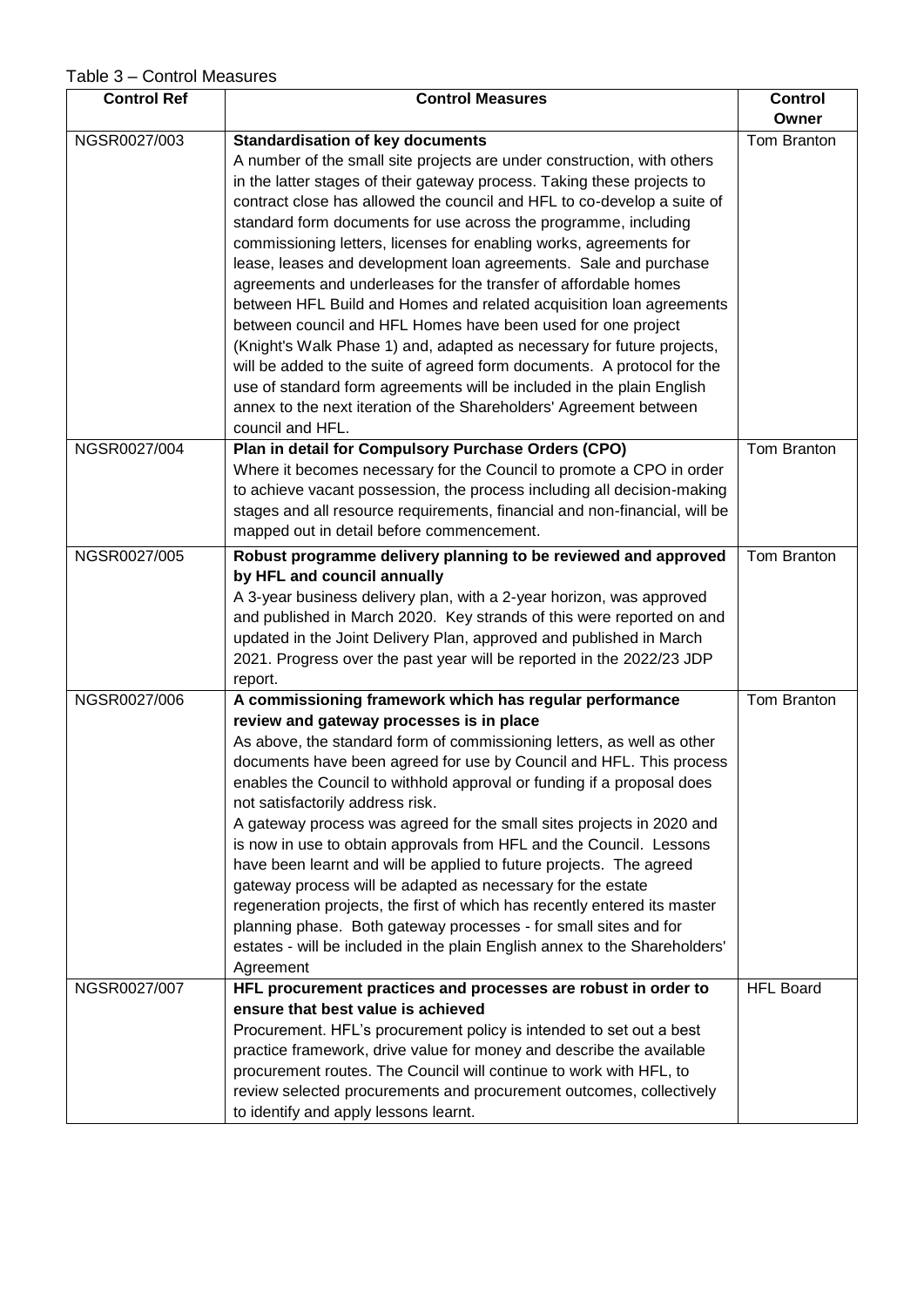Table 3 – Control Measures

| Control Ref | Control Measures | Control Owner |
|---|---|---|
| NGSR0027/003 | **Standardisation of key documents** A number of the small site projects are under construction, with others in the latter stages of their gateway process. Taking these projects to contract close has allowed the council and HFL to co-develop a suite of standard form documents for use across the programme, including commissioning letters, licenses for enabling works, agreements for lease, leases and development loan agreements. Sale and purchase agreements and underleases for the transfer of affordable homes between HFL Build and Homes and related acquisition loan agreements between council and HFL Homes have been used for one project (Knight's Walk Phase 1) and, adapted as necessary for future projects, will be added to the suite of agreed form documents. A protocol for the use of standard form agreements will be included in the plain English annex to the next iteration of the Shareholders' Agreement between council and HFL. | Tom Branton |
| NGSR0027/004 | **Plan in detail for Compulsory Purchase Orders (CPO)** Where it becomes necessary for the Council to promote a CPO in order to achieve vacant possession, the process including all decision-making stages and all resource requirements, financial and non-financial, will be mapped out in detail before commencement. | Tom Branton |
| NGSR0027/005 | **Robust programme delivery planning to be reviewed and approved by HFL and council annually** A 3-year business delivery plan, with a 2-year horizon, was approved and published in March 2020. Key strands of this were reported on and updated in the Joint Delivery Plan, approved and published in March 2021. Progress over the past year will be reported in the 2022/23 JDP report. | Tom Branton |
| NGSR0027/006 | **A commissioning framework which has regular performance review and gateway processes is in place** As above, the standard form of commissioning letters, as well as other documents have been agreed for use by Council and HFL. This process enables the Council to withhold approval or funding if a proposal does not satisfactorily address risk. A gateway process was agreed for the small sites projects in 2020 and is now in use to obtain approvals from HFL and the Council. Lessons have been learnt and will be applied to future projects. The agreed gateway process will be adapted as necessary for the estate regeneration projects, the first of which has recently entered its master planning phase. Both gateway processes - for small sites and for estates - will be included in the plain English annex to the Shareholders' Agreement | Tom Branton |
| NGSR0027/007 | **HFL procurement practices and processes are robust in order to ensure that best value is achieved** Procurement. HFL's procurement policy is intended to set out a best practice framework, drive value for money and describe the available procurement routes. The Council will continue to work with HFL, to review selected procurements and procurement outcomes, collectively to identify and apply lessons learnt. | HFL Board |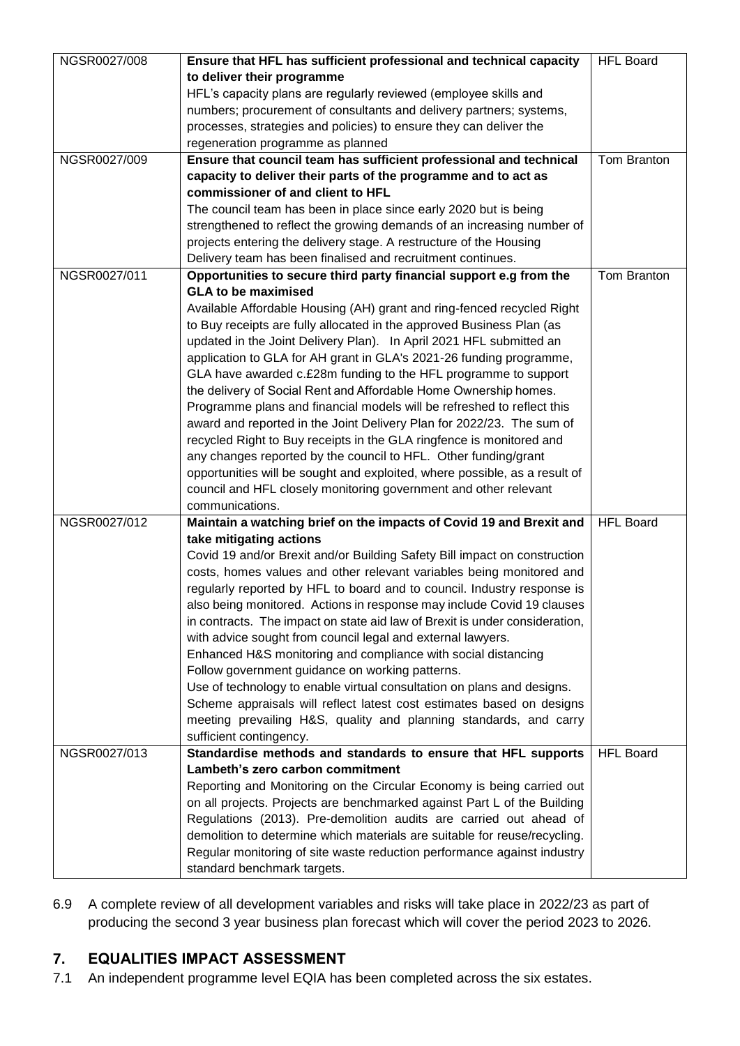| | | |
|---|---|---|
| NGSR0027/008 | **Ensure that HFL has sufficient professional and technical capacity to deliver their programme**<br>HFL's capacity plans are regularly reviewed (employee skills and numbers; procurement of consultants and delivery partners; systems, processes, strategies and policies) to ensure they can deliver the regeneration programme as planned | HFL Board |
| NGSR0027/009 | **Ensure that council team has sufficient professional and technical capacity to deliver their parts of the programme and to act as commissioner of and client to HFL**<br>The council team has been in place since early 2020 but is being strengthened to reflect the growing demands of an increasing number of projects entering the delivery stage. A restructure of the Housing Delivery team has been finalised and recruitment continues. | Tom Branton |
| NGSR0027/011 | **Opportunities to secure third party financial support e.g from the GLA to be maximised**<br>Available Affordable Housing (AH) grant and ring-fenced recycled Right to Buy receipts are fully allocated in the approved Business Plan (as updated in the Joint Delivery Plan). In April 2021 HFL submitted an application to GLA for AH grant in GLA's 2021-26 funding programme, GLA have awarded c.£28m funding to the HFL programme to support the delivery of Social Rent and Affordable Home Ownership homes. Programme plans and financial models will be refreshed to reflect this award and reported in the Joint Delivery Plan for 2022/23. The sum of recycled Right to Buy receipts in the GLA ringfence is monitored and any changes reported by the council to HFL. Other funding/grant opportunities will be sought and exploited, where possible, as a result of council and HFL closely monitoring government and other relevant communications. | Tom Branton |
| NGSR0027/012 | **Maintain a watching brief on the impacts of Covid 19 and Brexit and take mitigating actions**<br>Covid 19 and/or Brexit and/or Building Safety Bill impact on construction costs, homes values and other relevant variables being monitored and regularly reported by HFL to board and to council. Industry response is also being monitored. Actions in response may include Covid 19 clauses in contracts. The impact on state aid law of Brexit is under consideration, with advice sought from council legal and external lawyers.<br>Enhanced H&S monitoring and compliance with social distancing<br>Follow government guidance on working patterns.<br>Use of technology to enable virtual consultation on plans and designs.<br>Scheme appraisals will reflect latest cost estimates based on designs meeting prevailing H&S, quality and planning standards, and carry sufficient contingency. | HFL Board |
| NGSR0027/013 | **Standardise methods and standards to ensure that HFL supports Lambeth's zero carbon commitment**<br>Reporting and Monitoring on the Circular Economy is being carried out on all projects. Projects are benchmarked against Part L of the Building Regulations (2013). Pre-demolition audits are carried out ahead of demolition to determine which materials are suitable for reuse/recycling. Regular monitoring of site waste reduction performance against industry standard benchmark targets. | HFL Board |

6.9 A complete review of all development variables and risks will take place in 2022/23 as part of producing the second 3 year business plan forecast which will cover the period 2023 to 2026.

## 7. EQUALITIES IMPACT ASSESSMENT

7.1 An independent programme level EQIA has been completed across the six estates.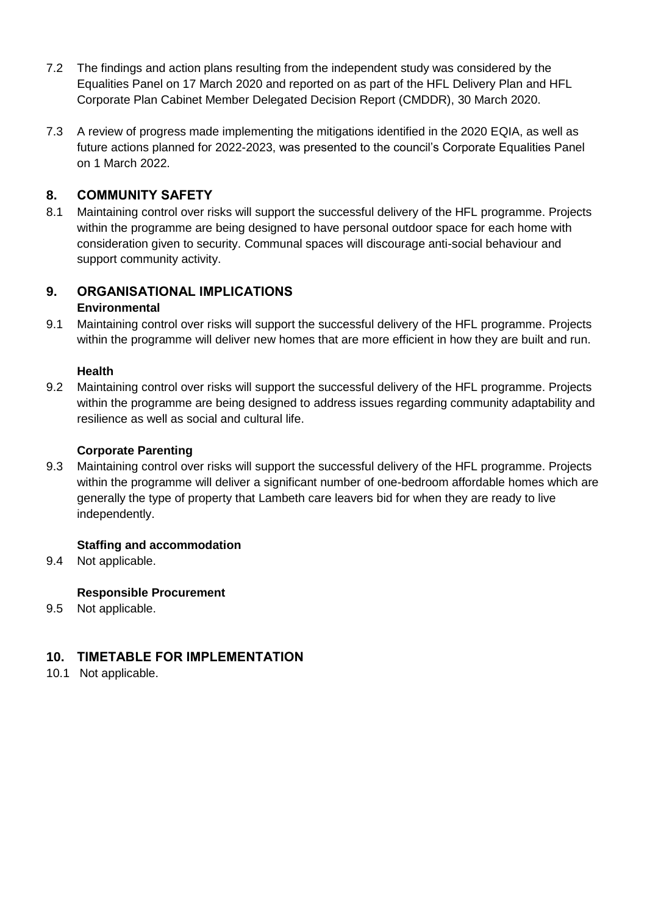7.2 The findings and action plans resulting from the independent study was considered by the Equalities Panel on 17 March 2020 and reported on as part of the HFL Delivery Plan and HFL Corporate Plan Cabinet Member Delegated Decision Report (CMDDR), 30 March 2020.

7.3 A review of progress made implementing the mitigations identified in the 2020 EQIA, as well as future actions planned for 2022-2023, was presented to the council's Corporate Equalities Panel on 1 March 2022.

## 8. COMMUNITY SAFETY

8.1 Maintaining control over risks will support the successful delivery of the HFL programme. Projects within the programme are being designed to have personal outdoor space for each home with consideration given to security. Communal spaces will discourage anti-social behaviour and support community activity.

## 9. ORGANISATIONAL IMPLICATIONS

**Environmental**

9.1 Maintaining control over risks will support the successful delivery of the HFL programme. Projects within the programme will deliver new homes that are more efficient in how they are built and run.

**Health**

9.2 Maintaining control over risks will support the successful delivery of the HFL programme. Projects within the programme are being designed to address issues regarding community adaptability and resilience as well as social and cultural life.

**Corporate Parenting**

9.3 Maintaining control over risks will support the successful delivery of the HFL programme. Projects within the programme will deliver a significant number of one-bedroom affordable homes which are generally the type of property that Lambeth care leavers bid for when they are ready to live independently.

**Staffing and accommodation**

9.4 Not applicable.

**Responsible Procurement**

9.5 Not applicable.

## 10. TIMETABLE FOR IMPLEMENTATION

10.1 Not applicable.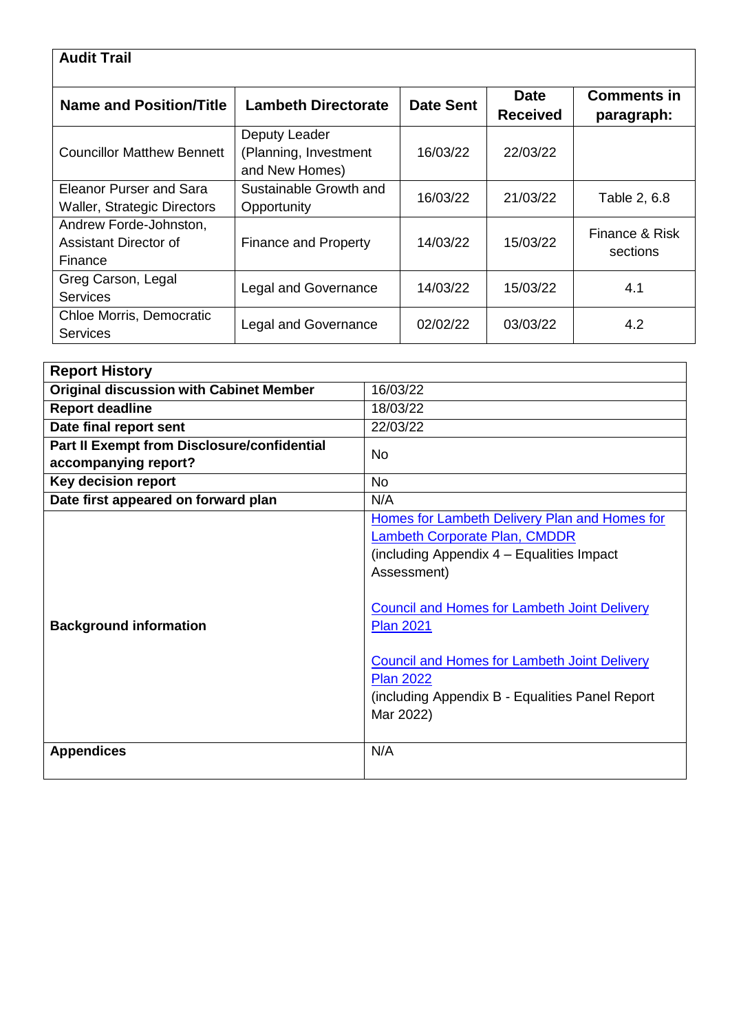**Audit Trail**

| Name and Position/Title | Lambeth Directorate | Date Sent | Date Received | Comments in paragraph: |
|---|---|---|---|---|
| Councillor Matthew Bennett | Deputy Leader (Planning, Investment and New Homes) | 16/03/22 | 22/03/22 | |
| Eleanor Purser and Sara Waller, Strategic Directors | Sustainable Growth and Opportunity | 16/03/22 | 21/03/22 | Table 2, 6.8 |
| Andrew Forde-Johnston, Assistant Director of Finance | Finance and Property | 14/03/22 | 15/03/22 | Finance & Risk sections |
| Greg Carson, Legal Services | Legal and Governance | 14/03/22 | 15/03/22 | 4.1 |
| Chloe Morris, Democratic Services | Legal and Governance | 02/02/22 | 03/03/22 | 4.2 |

| **Report History** | |
|---|---|
| **Original discussion with Cabinet Member** | 16/03/22 |
| **Report deadline** | 18/03/22 |
| **Date final report sent** | 22/03/22 |
| **Part II Exempt from Disclosure/confidential accompanying report?** | No |
| **Key decision report** | No |
| **Date first appeared on forward plan** | N/A |
| **Background information** | Homes for Lambeth Delivery Plan and Homes for Lambeth Corporate Plan, CMDDR (including Appendix 4 – Equalities Impact Assessment)<br><br>Council and Homes for Lambeth Joint Delivery Plan 2021<br><br>Council and Homes for Lambeth Joint Delivery Plan 2022 (including Appendix B - Equalities Panel Report Mar 2022) |
| **Appendices** | N/A |